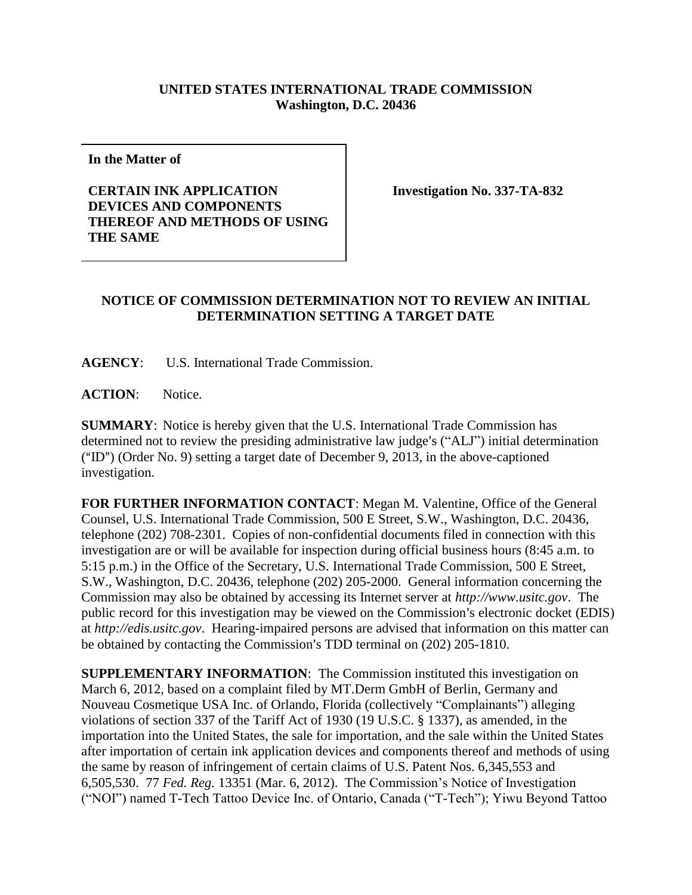**UNITED STATES INTERNATIONAL TRADE COMMISSION**
**Washington, D.C. 20436**

| | |
|---|---|
| **In the Matter of**<br><br>**CERTAIN INK APPLICATION DEVICES AND COMPONENTS THEREOF AND METHODS OF USING THE SAME** | **Investigation No. 337-TA-832** |

## NOTICE OF COMMISSION DETERMINATION NOT TO REVIEW AN INITIAL DETERMINATION SETTING A TARGET DATE

**AGENCY**: U.S. International Trade Commission.

**ACTION**: Notice.

**SUMMARY**: Notice is hereby given that the U.S. International Trade Commission has determined not to review the presiding administrative law judge's ("ALJ") initial determination ("ID") (Order No. 9) setting a target date of December 9, 2013, in the above-captioned investigation.

**FOR FURTHER INFORMATION CONTACT**: Megan M. Valentine, Office of the General Counsel, U.S. International Trade Commission, 500 E Street, S.W., Washington, D.C. 20436, telephone (202) 708-2301. Copies of non-confidential documents filed in connection with this investigation are or will be available for inspection during official business hours (8:45 a.m. to 5:15 p.m.) in the Office of the Secretary, U.S. International Trade Commission, 500 E Street, S.W., Washington, D.C. 20436, telephone (202) 205-2000. General information concerning the Commission may also be obtained by accessing its Internet server at *http://www.usitc.gov*. The public record for this investigation may be viewed on the Commission's electronic docket (EDIS) at *http://edis.usitc.gov*. Hearing-impaired persons are advised that information on this matter can be obtained by contacting the Commission's TDD terminal on (202) 205-1810.

**SUPPLEMENTARY INFORMATION**: The Commission instituted this investigation on March 6, 2012, based on a complaint filed by MT.Derm GmbH of Berlin, Germany and Nouveau Cosmetique USA Inc. of Orlando, Florida (collectively "Complainants") alleging violations of section 337 of the Tariff Act of 1930 (19 U.S.C. § 1337), as amended, in the importation into the United States, the sale for importation, and the sale within the United States after importation of certain ink application devices and components thereof and methods of using the same by reason of infringement of certain claims of U.S. Patent Nos. 6,345,553 and 6,505,530. 77 *Fed. Reg.* 13351 (Mar. 6, 2012). The Commission's Notice of Investigation ("NOI") named T-Tech Tattoo Device Inc. of Ontario, Canada ("T-Tech"); Yiwu Beyond Tattoo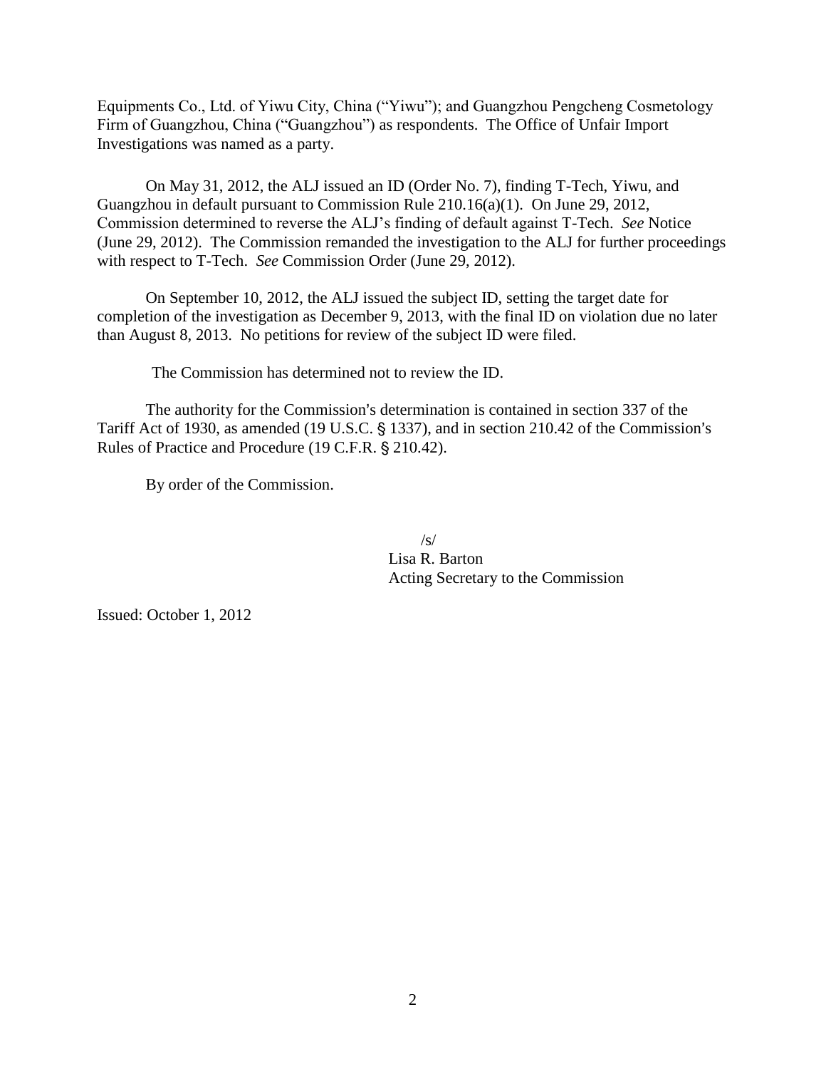Equipments Co., Ltd. of Yiwu City, China ("Yiwu"); and Guangzhou Pengcheng Cosmetology Firm of Guangzhou, China ("Guangzhou") as respondents. The Office of Unfair Import Investigations was named as a party.

On May 31, 2012, the ALJ issued an ID (Order No. 7), finding T-Tech, Yiwu, and Guangzhou in default pursuant to Commission Rule 210.16(a)(1). On June 29, 2012, Commission determined to reverse the ALJ's finding of default against T-Tech. *See* Notice (June 29, 2012). The Commission remanded the investigation to the ALJ for further proceedings with respect to T-Tech. *See* Commission Order (June 29, 2012).

On September 10, 2012, the ALJ issued the subject ID, setting the target date for completion of the investigation as December 9, 2013, with the final ID on violation due no later than August 8, 2013. No petitions for review of the subject ID were filed.

The Commission has determined not to review the ID.

The authority for the Commission's determination is contained in section 337 of the Tariff Act of 1930, as amended (19 U.S.C. § 1337), and in section 210.42 of the Commission's Rules of Practice and Procedure (19 C.F.R. § 210.42).

By order of the Commission.

/s/
Lisa R. Barton
Acting Secretary to the Commission

Issued: October 1, 2012